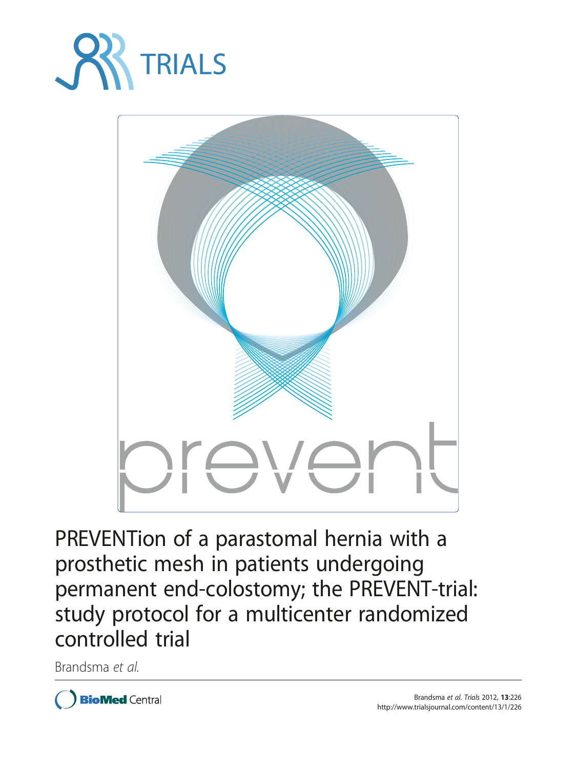TRIALS

prevent

# PREVENTion of a parastomal hernia with a prosthetic mesh in patients undergoing permanent end-colostomy; the PREVENT-trial: study protocol for a multicenter randomized controlled trial

Brandsma *et al.*

Brandsma *et al. Trials* 2012, **13**:226
http://www.trialsjournal.com/content/13/1/226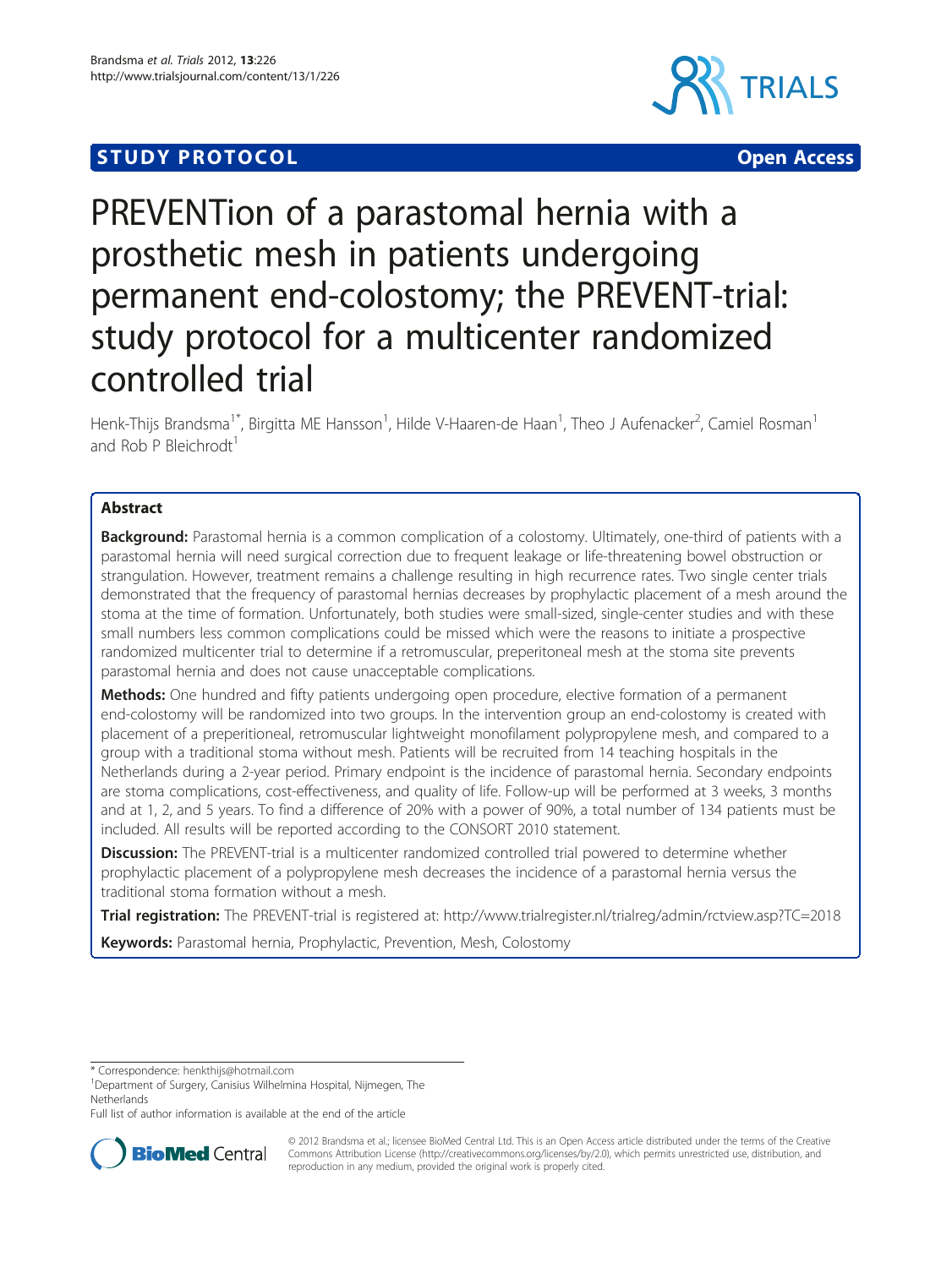# PREVENTion of a parastomal hernia with a prosthetic mesh in patients undergoing permanent end-colostomy; the PREVENT-trial: study protocol for a multicenter randomized controlled trial

Henk-Thijs Brandsma[1*], Birgitta ME Hansson[1], Hilde V-Haaren-de Haan[1], Theo J Aufenacker[2], Camiel Rosman[1] and Rob P Bleichrodt[1]

## Abstract

**Background:** Parastomal hernia is a common complication of a colostomy. Ultimately, one-third of patients with a parastomal hernia will need surgical correction due to frequent leakage or life-threatening bowel obstruction or strangulation. However, treatment remains a challenge resulting in high recurrence rates. Two single center trials demonstrated that the frequency of parastomal hernias decreases by prophylactic placement of a mesh around the stoma at the time of formation. Unfortunately, both studies were small-sized, single-center studies and with these small numbers less common complications could be missed which were the reasons to initiate a prospective randomized multicenter trial to determine if a retromuscular, preperitoneal mesh at the stoma site prevents parastomal hernia and does not cause unacceptable complications.

**Methods:** One hundred and fifty patients undergoing open procedure, elective formation of a permanent end-colostomy will be randomized into two groups. In the intervention group an end-colostomy is created with placement of a preperitoneal, retromuscular lightweight monofilament polypropylene mesh, and compared to a group with a traditional stoma without mesh. Patients will be recruited from 14 teaching hospitals in the Netherlands during a 2-year period. Primary endpoint is the incidence of parastomal hernia. Secondary endpoints are stoma complications, cost-effectiveness, and quality of life. Follow-up will be performed at 3 weeks, 3 months and at 1, 2, and 5 years. To find a difference of 20% with a power of 90%, a total number of 134 patients must be included. All results will be reported according to the CONSORT 2010 statement.

**Discussion:** The PREVENT-trial is a multicenter randomized controlled trial powered to determine whether prophylactic placement of a polypropylene mesh decreases the incidence of a parastomal hernia versus the traditional stoma formation without a mesh.

**Trial registration:** The PREVENT-trial is registered at: http://www.trialregister.nl/trialreg/admin/rctview.asp?TC=2018

**Keywords:** Parastomal hernia, Prophylactic, Prevention, Mesh, Colostomy

---

* Correspondence: henkthijs@hotmail.com
[1]Department of Surgery, Canisius Wilhelmina Hospital, Nijmegen, The Netherlands
Full list of author information is available at the end of the article

© 2012 Brandsma et al.; licensee BioMed Central Ltd. This is an Open Access article distributed under the terms of the Creative Commons Attribution License (http://creativecommons.org/licenses/by/2.0), which permits unrestricted use, distribution, and reproduction in any medium, provided the original work is properly cited.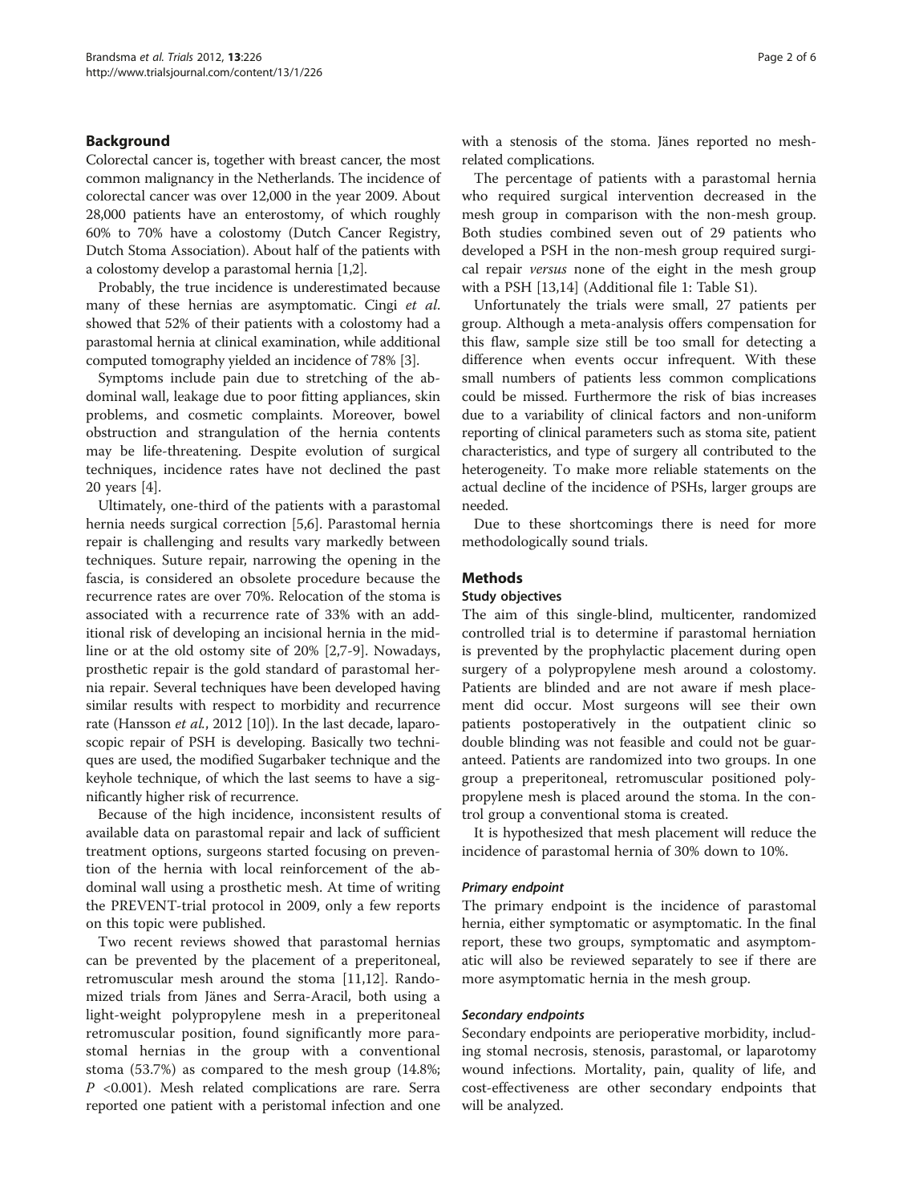## Background

Colorectal cancer is, together with breast cancer, the most common malignancy in the Netherlands. The incidence of colorectal cancer was over 12,000 in the year 2009. About 28,000 patients have an enterostomy, of which roughly 60% to 70% have a colostomy (Dutch Cancer Registry, Dutch Stoma Association). About half of the patients with a colostomy develop a parastomal hernia [1,2].

Probably, the true incidence is underestimated because many of these hernias are asymptomatic. Cingi *et al*. showed that 52% of their patients with a colostomy had a parastomal hernia at clinical examination, while additional computed tomography yielded an incidence of 78% [3].

Symptoms include pain due to stretching of the abdominal wall, leakage due to poor fitting appliances, skin problems, and cosmetic complaints. Moreover, bowel obstruction and strangulation of the hernia contents may be life-threatening. Despite evolution of surgical techniques, incidence rates have not declined the past 20 years [4].

Ultimately, one-third of the patients with a parastomal hernia needs surgical correction [5,6]. Parastomal hernia repair is challenging and results vary markedly between techniques. Suture repair, narrowing the opening in the fascia, is considered an obsolete procedure because the recurrence rates are over 70%. Relocation of the stoma is associated with a recurrence rate of 33% with an additional risk of developing an incisional hernia in the midline or at the old ostomy site of 20% [2,7-9]. Nowadays, prosthetic repair is the gold standard of parastomal hernia repair. Several techniques have been developed having similar results with respect to morbidity and recurrence rate (Hansson *et al.*, 2012 [10]). In the last decade, laparoscopic repair of PSH is developing. Basically two techniques are used, the modified Sugarbaker technique and the keyhole technique, of which the last seems to have a significantly higher risk of recurrence.

Because of the high incidence, inconsistent results of available data on parastomal repair and lack of sufficient treatment options, surgeons started focusing on prevention of the hernia with local reinforcement of the abdominal wall using a prosthetic mesh. At time of writing the PREVENT-trial protocol in 2009, only a few reports on this topic were published.

Two recent reviews showed that parastomal hernias can be prevented by the placement of a preperitoneal, retromuscular mesh around the stoma [11,12]. Randomized trials from Jänes and Serra-Aracil, both using a light-weight polypropylene mesh in a preperitoneal retromuscular position, found significantly more parastomal hernias in the group with a conventional stoma (53.7%) as compared to the mesh group (14.8%; $P$ <0.001). Mesh related complications are rare. Serra reported one patient with a peristomal infection and one with a stenosis of the stoma. Jänes reported no mesh-related complications.

The percentage of patients with a parastomal hernia who required surgical intervention decreased in the mesh group in comparison with the non-mesh group. Both studies combined seven out of 29 patients who developed a PSH in the non-mesh group required surgical repair *versus* none of the eight in the mesh group with a PSH [13,14] (Additional file 1: Table S1).

Unfortunately the trials were small, 27 patients per group. Although a meta-analysis offers compensation for this flaw, sample size still be too small for detecting a difference when events occur infrequent. With these small numbers of patients less common complications could be missed. Furthermore the risk of bias increases due to a variability of clinical factors and non-uniform reporting of clinical parameters such as stoma site, patient characteristics, and type of surgery all contributed to the heterogeneity. To make more reliable statements on the actual decline of the incidence of PSHs, larger groups are needed.

Due to these shortcomings there is need for more methodologically sound trials.

## Methods

### Study objectives

The aim of this single-blind, multicenter, randomized controlled trial is to determine if parastomal herniation is prevented by the prophylactic placement during open surgery of a polypropylene mesh around a colostomy. Patients are blinded and are not aware if mesh placement did occur. Most surgeons will see their own patients postoperatively in the outpatient clinic so double blinding was not feasible and could not be guaranteed. Patients are randomized into two groups. In one group a preperitoneal, retromuscular positioned polypropylene mesh is placed around the stoma. In the control group a conventional stoma is created.

It is hypothesized that mesh placement will reduce the incidence of parastomal hernia of 30% down to 10%.

#### *Primary endpoint*

The primary endpoint is the incidence of parastomal hernia, either symptomatic or asymptomatic. In the final report, these two groups, symptomatic and asymptomatic will also be reviewed separately to see if there are more asymptomatic hernia in the mesh group.

#### *Secondary endpoints*

Secondary endpoints are perioperative morbidity, including stomal necrosis, stenosis, parastomal, or laparotomy wound infections. Mortality, pain, quality of life, and cost-effectiveness are other secondary endpoints that will be analyzed.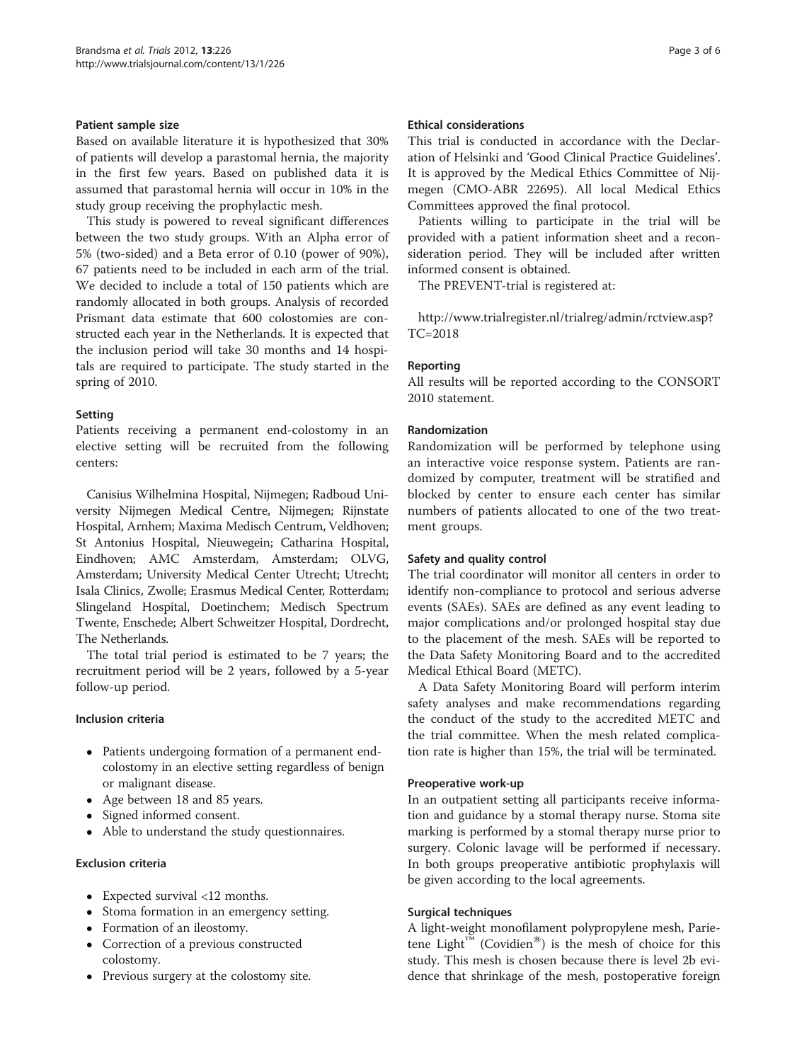### Patient sample size

Based on available literature it is hypothesized that 30% of patients will develop a parastomal hernia, the majority in the first few years. Based on published data it is assumed that parastomal hernia will occur in 10% in the study group receiving the prophylactic mesh.

This study is powered to reveal significant differences between the two study groups. With an Alpha error of 5% (two-sided) and a Beta error of 0.10 (power of 90%), 67 patients need to be included in each arm of the trial. We decided to include a total of 150 patients which are randomly allocated in both groups. Analysis of recorded Prismant data estimate that 600 colostomies are constructed each year in the Netherlands. It is expected that the inclusion period will take 30 months and 14 hospitals are required to participate. The study started in the spring of 2010.

### Setting

Patients receiving a permanent end-colostomy in an elective setting will be recruited from the following centers:

Canisius Wilhelmina Hospital, Nijmegen; Radboud University Nijmegen Medical Centre, Nijmegen; Rijnstate Hospital, Arnhem; Maxima Medisch Centrum, Veldhoven; St Antonius Hospital, Nieuwegein; Catharina Hospital, Eindhoven; AMC Amsterdam, Amsterdam; OLVG, Amsterdam; University Medical Center Utrecht; Utrecht; Isala Clinics, Zwolle; Erasmus Medical Center, Rotterdam; Slingeland Hospital, Doetinchem; Medisch Spectrum Twente, Enschede; Albert Schweitzer Hospital, Dordrecht, The Netherlands.

The total trial period is estimated to be 7 years; the recruitment period will be 2 years, followed by a 5-year follow-up period.

### Inclusion criteria

- Patients undergoing formation of a permanent end-colostomy in an elective setting regardless of benign or malignant disease.
- Age between 18 and 85 years.
- Signed informed consent.
- Able to understand the study questionnaires.

### Exclusion criteria

- Expected survival <12 months.
- Stoma formation in an emergency setting.
- Formation of an ileostomy.
- Correction of a previous constructed colostomy.
- Previous surgery at the colostomy site.

### Ethical considerations

This trial is conducted in accordance with the Declaration of Helsinki and 'Good Clinical Practice Guidelines'. It is approved by the Medical Ethics Committee of Nijmegen (CMO-ABR 22695). All local Medical Ethics Committees approved the final protocol.

Patients willing to participate in the trial will be provided with a patient information sheet and a reconsideration period. They will be included after written informed consent is obtained.

The PREVENT-trial is registered at:

http://www.trialregister.nl/trialreg/admin/rctview.asp?TC=2018

### Reporting

All results will be reported according to the CONSORT 2010 statement.

### Randomization

Randomization will be performed by telephone using an interactive voice response system. Patients are randomized by computer, treatment will be stratified and blocked by center to ensure each center has similar numbers of patients allocated to one of the two treatment groups.

### Safety and quality control

The trial coordinator will monitor all centers in order to identify non-compliance to protocol and serious adverse events (SAEs). SAEs are defined as any event leading to major complications and/or prolonged hospital stay due to the placement of the mesh. SAEs will be reported to the Data Safety Monitoring Board and to the accredited Medical Ethical Board (METC).

A Data Safety Monitoring Board will perform interim safety analyses and make recommendations regarding the conduct of the study to the accredited METC and the trial committee. When the mesh related complication rate is higher than 15%, the trial will be terminated.

### Preoperative work-up

In an outpatient setting all participants receive information and guidance by a stomal therapy nurse. Stoma site marking is performed by a stomal therapy nurse prior to surgery. Colonic lavage will be performed if necessary. In both groups preoperative antibiotic prophylaxis will be given according to the local agreements.

### Surgical techniques

A light-weight monofilament polypropylene mesh, Parietene Light™ (Covidien®) is the mesh of choice for this study. This mesh is chosen because there is level 2b evidence that shrinkage of the mesh, postoperative foreign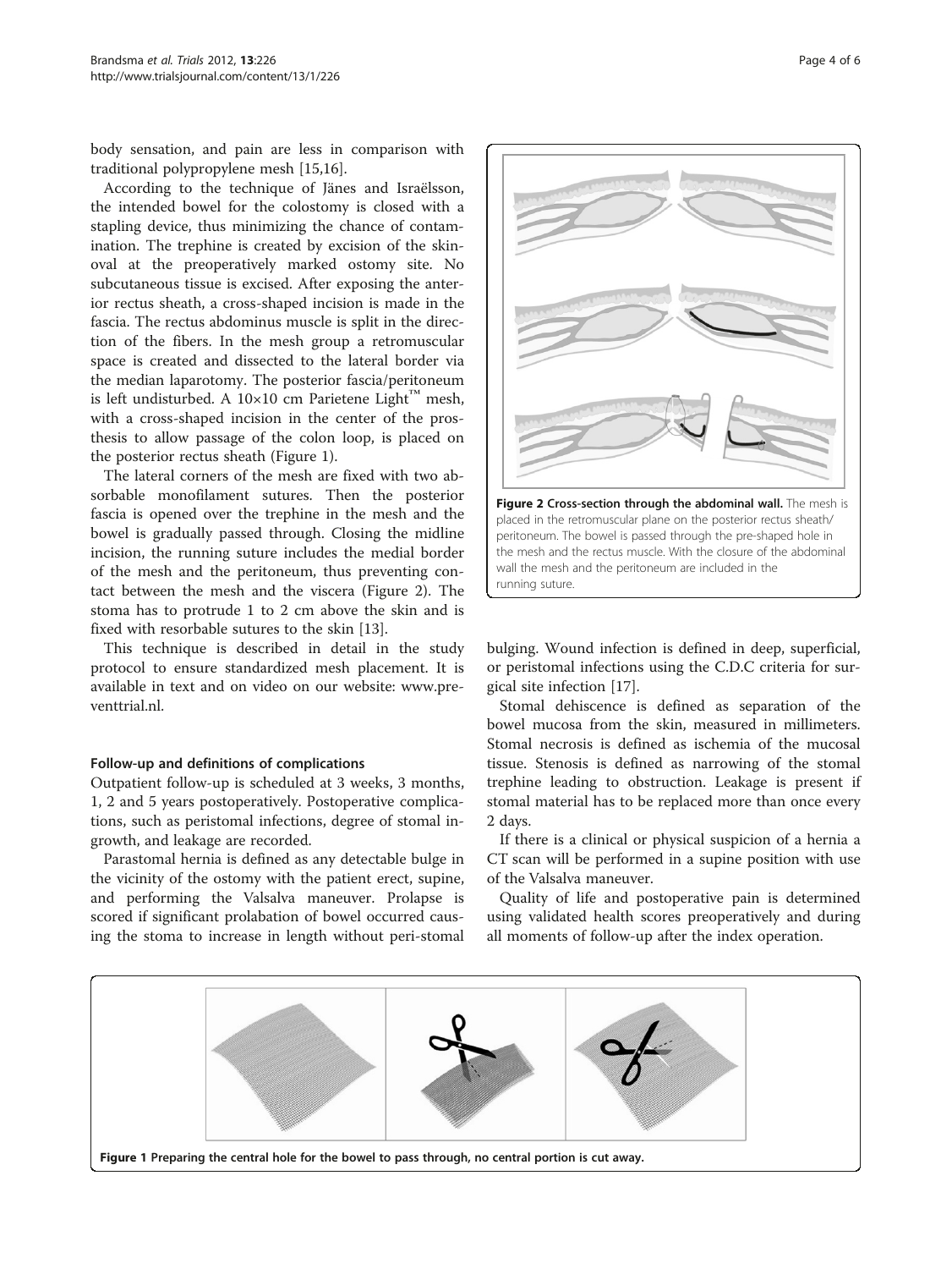body sensation, and pain are less in comparison with traditional polypropylene mesh [15,16].

According to the technique of Jänes and Israëlsson, the intended bowel for the colostomy is closed with a stapling device, thus minimizing the chance of contamination. The trephine is created by excision of the skin-oval at the preoperatively marked ostomy site. No subcutaneous tissue is excised. After exposing the anterior rectus sheath, a cross-shaped incision is made in the fascia. The rectus abdominus muscle is split in the direction of the fibers. In the mesh group a retromuscular space is created and dissected to the lateral border via the median laparotomy. The posterior fascia/peritoneum is left undisturbed. A 10×10 cm Parietene Light™ mesh, with a cross-shaped incision in the center of the prosthesis to allow passage of the colon loop, is placed on the posterior rectus sheath (Figure 1).

The lateral corners of the mesh are fixed with two absorbable monofilament sutures. Then the posterior fascia is opened over the trephine in the mesh and the bowel is gradually passed through. Closing the midline incision, the running suture includes the medial border of the mesh and the peritoneum, thus preventing contact between the mesh and the viscera (Figure 2). The stoma has to protrude 1 to 2 cm above the skin and is fixed with resorbable sutures to the skin [13].

This technique is described in detail in the study protocol to ensure standardized mesh placement. It is available in text and on video on our website: www.preventtrial.nl.

**Figure 2 Cross-section through the abdominal wall.** The mesh is placed in the retromuscular plane on the posterior rectus sheath/peritoneum. The bowel is passed through the pre-shaped hole in the mesh and the rectus muscle. With the closure of the abdominal wall the mesh and the peritoneum are included in the running suture.

#### Follow-up and definitions of complications

Outpatient follow-up is scheduled at 3 weeks, 3 months, 1, 2 and 5 years postoperatively. Postoperative complications, such as peristomal infections, degree of stomal ingrowth, and leakage are recorded.

Parastomal hernia is defined as any detectable bulge in the vicinity of the ostomy with the patient erect, supine, and performing the Valsalva maneuver. Prolapse is scored if significant prolabation of bowel occurred causing the stoma to increase in length without peri-stomal bulging. Wound infection is defined in deep, superficial, or peristomal infections using the C.D.C criteria for surgical site infection [17].

Stomal dehiscence is defined as separation of the bowel mucosa from the skin, measured in millimeters. Stomal necrosis is defined as ischemia of the mucosal tissue. Stenosis is defined as narrowing of the stomal trephine leading to obstruction. Leakage is present if stomal material has to be replaced more than once every 2 days.

If there is a clinical or physical suspicion of a hernia a CT scan will be performed in a supine position with use of the Valsalva maneuver.

Quality of life and postoperative pain is determined using validated health scores preoperatively and during all moments of follow-up after the index operation.

**Figure 1 Preparing the central hole for the bowel to pass through, no central portion is cut away.**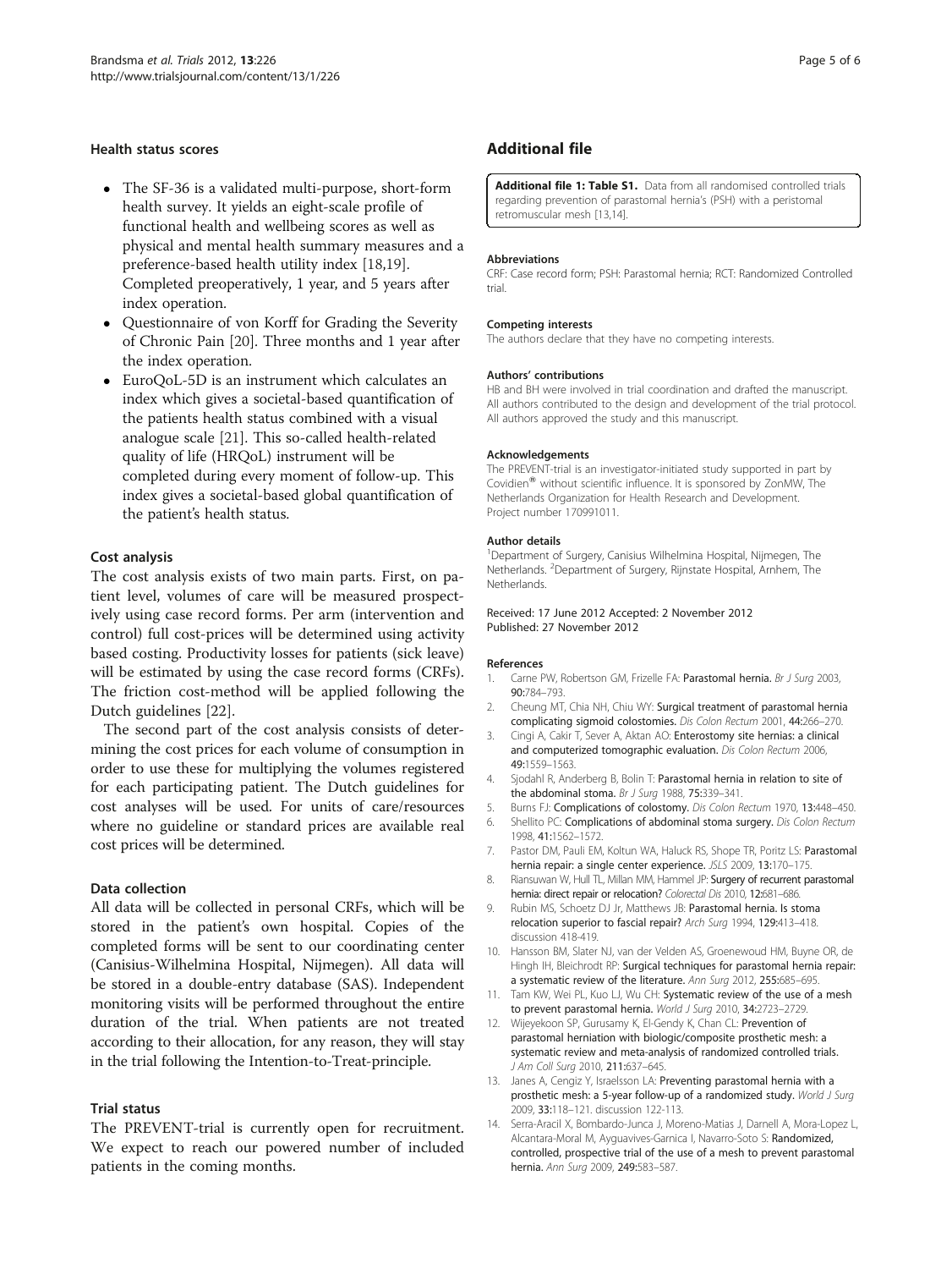#### Health status scores

- The SF-36 is a validated multi-purpose, short-form health survey. It yields an eight-scale profile of functional health and wellbeing scores as well as physical and mental health summary measures and a preference-based health utility index [18,19]. Completed preoperatively, 1 year, and 5 years after index operation.
- Questionnaire of von Korff for Grading the Severity of Chronic Pain [20]. Three months and 1 year after the index operation.
- EuroQoL-5D is an instrument which calculates an index which gives a societal-based quantification of the patients health status combined with a visual analogue scale [21]. This so-called health-related quality of life (HRQoL) instrument will be completed during every moment of follow-up. This index gives a societal-based global quantification of the patient's health status.

#### Cost analysis

The cost analysis exists of two main parts. First, on patient level, volumes of care will be measured prospectively using case record forms. Per arm (intervention and control) full cost-prices will be determined using activity based costing. Productivity losses for patients (sick leave) will be estimated by using the case record forms (CRFs). The friction cost-method will be applied following the Dutch guidelines [22].

The second part of the cost analysis consists of determining the cost prices for each volume of consumption in order to use these for multiplying the volumes registered for each participating patient. The Dutch guidelines for cost analyses will be used. For units of care/resources where no guideline or standard prices are available real cost prices will be determined.

#### Data collection

All data will be collected in personal CRFs, which will be stored in the patient's own hospital. Copies of the completed forms will be sent to our coordinating center (Canisius-Wilhelmina Hospital, Nijmegen). All data will be stored in a double-entry database (SAS). Independent monitoring visits will be performed throughout the entire duration of the trial. When patients are not treated according to their allocation, for any reason, they will stay in the trial following the Intention-to-Treat-principle.

#### Trial status

The PREVENT-trial is currently open for recruitment. We expect to reach our powered number of included patients in the coming months.

## Additional file

**Additional file 1: Table S1.** Data from all randomised controlled trials regarding prevention of parastomal hernia's (PSH) with a peristomal retromuscular mesh [13,14].

#### Abbreviations

CRF: Case record form; PSH: Parastomal hernia; RCT: Randomized Controlled trial.

#### Competing interests

The authors declare that they have no competing interests.

#### Authors' contributions

HB and BH were involved in trial coordination and drafted the manuscript. All authors contributed to the design and development of the trial protocol. All authors approved the study and this manuscript.

#### Acknowledgements

The PREVENT-trial is an investigator-initiated study supported in part by Covidien® without scientific influence. It is sponsored by ZonMW, The Netherlands Organization for Health Research and Development. Project number 170991011.

#### Author details

[1]Department of Surgery, Canisius Wilhelmina Hospital, Nijmegen, The Netherlands. [2]Department of Surgery, Rijnstate Hospital, Arnhem, The Netherlands.

Received: 17 June 2012 Accepted: 2 November 2012
Published: 27 November 2012

#### References

1. Carne PW, Robertson GM, Frizelle FA: **Parastomal hernia.** *Br J Surg* 2003, **90:**784–793.
2. Cheung MT, Chia NH, Chiu WY: **Surgical treatment of parastomal hernia complicating sigmoid colostomies.** *Dis Colon Rectum* 2001, **44:**266–270.
3. Cingi A, Cakir T, Sever A, Aktan AO: **Enterostomy site hernias: a clinical and computerized tomographic evaluation.** *Dis Colon Rectum* 2006, **49:**1559–1563.
4. Sjodahl R, Anderberg B, Bolin T: **Parastomal hernia in relation to site of the abdominal stoma.** *Br J Surg* 1988, **75:**339–341.
5. Burns FJ: **Complications of colostomy.** *Dis Colon Rectum* 1970, **13:**448–450.
6. Shellito PC: **Complications of abdominal stoma surgery.** *Dis Colon Rectum* 1998, **41:**1562–1572.
7. Pastor DM, Pauli EM, Koltun WA, Haluck RS, Shope TR, Poritz LS: **Parastomal hernia repair: a single center experience.** *JSLS* 2009, **13:**170–175.
8. Riansuwan W, Hull TL, Millan MM, Hammel JP: **Surgery of recurrent parastomal hernia: direct repair or relocation?** *Colorectal Dis* 2010, **12:**681–686.
9. Rubin MS, Schoetz DJ Jr, Matthews JB: **Parastomal hernia. Is stoma relocation superior to fascial repair?** *Arch Surg* 1994, **129:**413–418. discussion 418-419.
10. Hansson BM, Slater NJ, van der Velden AS, Groenewoud HM, Buyne OR, de Hingh IH, Bleichrodt RP: **Surgical techniques for parastomal hernia repair: a systematic review of the literature.** *Ann Surg* 2012, **255:**685–695.
11. Tam KW, Wei PL, Kuo LJ, Wu CH: **Systematic review of the use of a mesh to prevent parastomal hernia.** *World J Surg* 2010, **34:**2723–2729.
12. Wijeyekoon SP, Gurusamy K, El-Gendy K, Chan CL: **Prevention of parastomal herniation with biologic/composite prosthetic mesh: a systematic review and meta-analysis of randomized controlled trials.** *J Am Coll Surg* 2010, **211:**637–645.
13. Janes A, Cengiz Y, Israelsson LA: **Preventing parastomal hernia with a prosthetic mesh: a 5-year follow-up of a randomized study.** *World J Surg* 2009, **33:**118–121. discussion 122-113.
14. Serra-Aracil X, Bombardo-Junca J, Moreno-Matias J, Darnell A, Mora-Lopez L, Alcantara-Moral M, Ayguavives-Garnica I, Navarro-Soto S: **Randomized, controlled, prospective trial of the use of a mesh to prevent parastomal hernia.** *Ann Surg* 2009, **249:**583–587.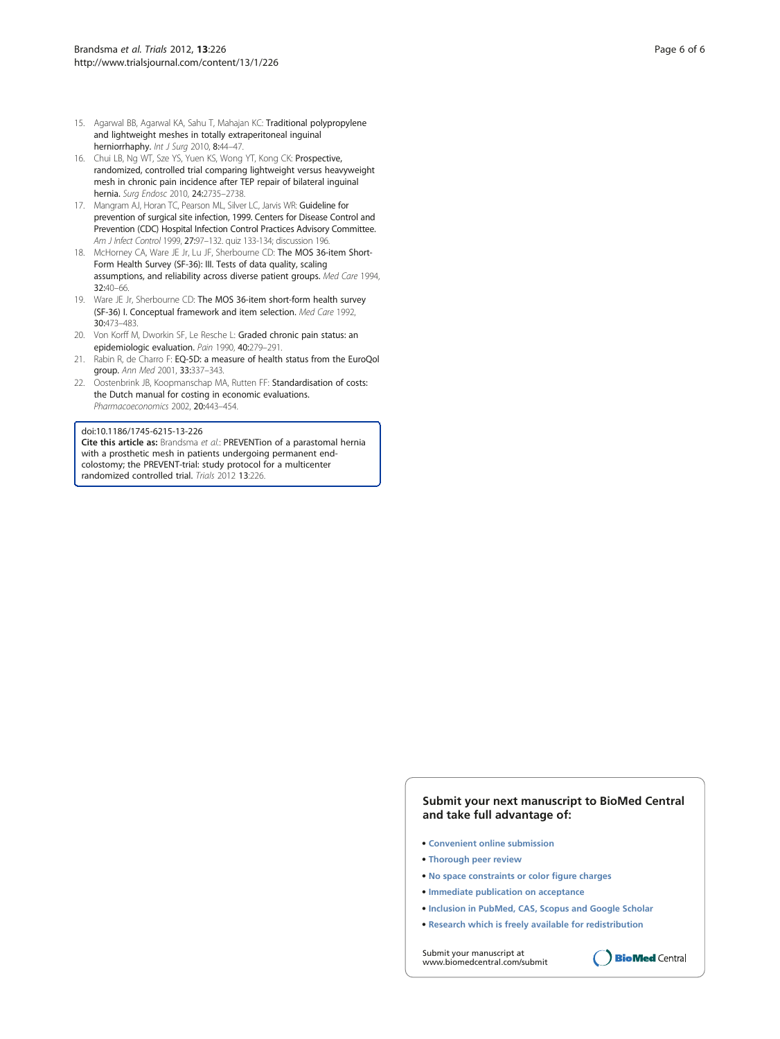15. Agarwal BB, Agarwal KA, Sahu T, Mahajan KC: **Traditional polypropylene and lightweight meshes in totally extraperitoneal inguinal herniorrhaphy.** *Int J Surg* 2010, **8:**44–47.
16. Chui LB, Ng WT, Sze YS, Yuen KS, Wong YT, Kong CK: **Prospective, randomized, controlled trial comparing lightweight versus heavyweight mesh in chronic pain incidence after TEP repair of bilateral inguinal hernia.** *Surg Endosc* 2010, **24:**2735–2738.
17. Mangram AJ, Horan TC, Pearson ML, Silver LC, Jarvis WR: **Guideline for prevention of surgical site infection, 1999. Centers for Disease Control and Prevention (CDC) Hospital Infection Control Practices Advisory Committee.** *Am J Infect Control* 1999, **27:**97–132. quiz 133-134; discussion 196.
18. McHorney CA, Ware JE Jr, Lu JF, Sherbourne CD: **The MOS 36-item Short-Form Health Survey (SF-36): III. Tests of data quality, scaling assumptions, and reliability across diverse patient groups.** *Med Care* 1994, **32:**40–66.
19. Ware JE Jr, Sherbourne CD: **The MOS 36-item short-form health survey (SF-36) I. Conceptual framework and item selection.** *Med Care* 1992, **30:**473–483.
20. Von Korff M, Dworkin SF, Le Resche L: **Graded chronic pain status: an epidemiologic evaluation.** *Pain* 1990, **40:**279–291.
21. Rabin R, de Charro F: **EQ-5D: a measure of health status from the EuroQol group.** *Ann Med* 2001, **33:**337–343.
22. Oostenbrink JB, Koopmanschap MA, Rutten FF: **Standardisation of costs: the Dutch manual for costing in economic evaluations.** *Pharmacoeconomics* 2002, **20:**443–454.

doi:10.1186/1745-6215-13-226

**Cite this article as:** Brandsma *et al.*: PREVENTion of a parastomal hernia with a prosthetic mesh in patients undergoing permanent end-colostomy; the PREVENT-trial: study protocol for a multicenter randomized controlled trial. *Trials* 2012 **13**:226.

**Submit your next manuscript to BioMed Central and take full advantage of:**

- **Convenient online submission**
- **Thorough peer review**
- **No space constraints or color figure charges**
- **Immediate publication on acceptance**
- **Inclusion in PubMed, CAS, Scopus and Google Scholar**
- **Research which is freely available for redistribution**

Submit your manuscript at
www.biomedcentral.com/submit

BioMed Central